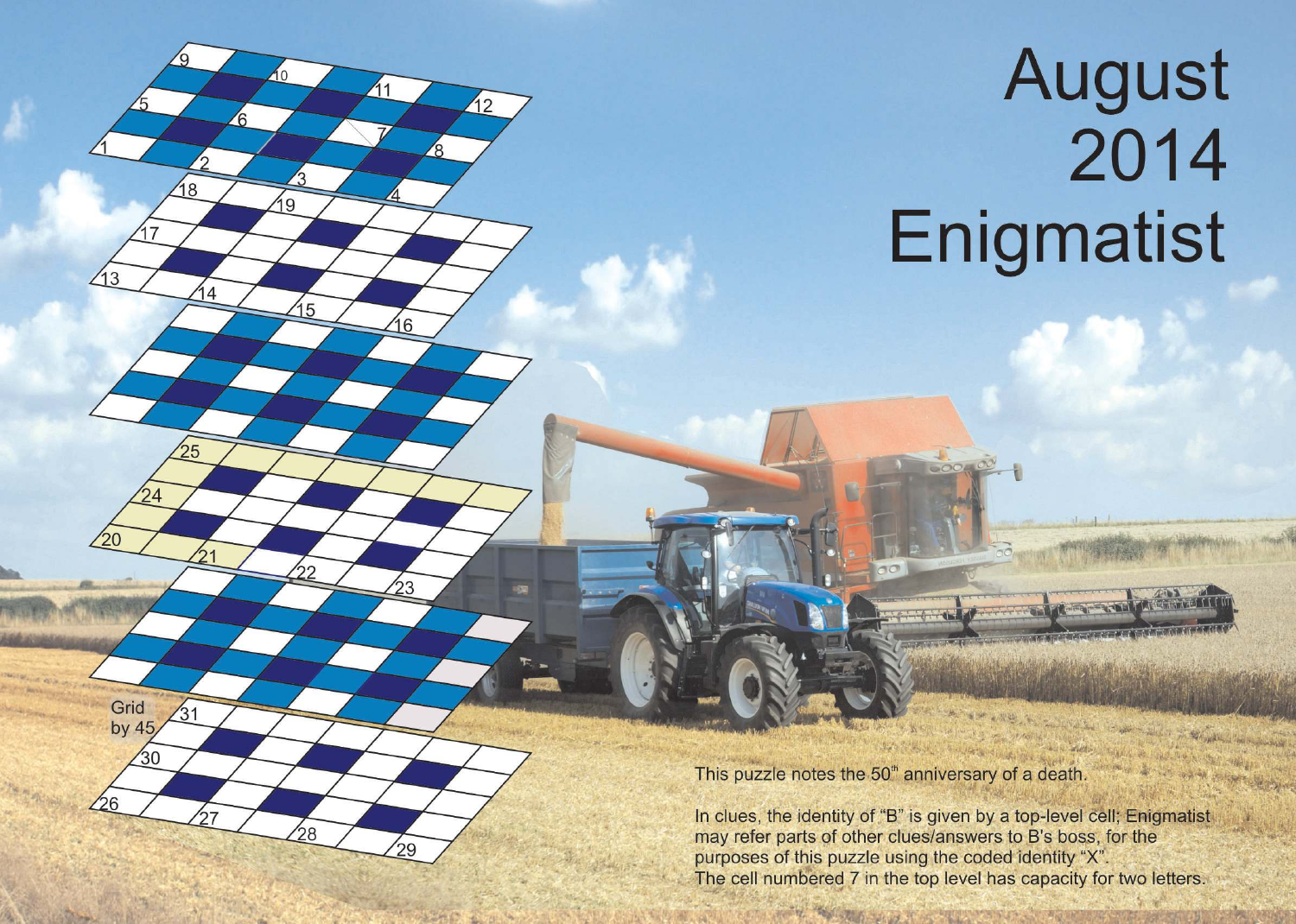# August 2014 Enigmatist

Grid by 45

This puzzle notes the 50th anniversary of a death.

In clues, the identity of "B" is given by a top-level cell; Enigmatist may refer parts of other clues/answers to B's boss, for the purposes of this puzzle using the coded identity "X".

The cell numbered 7 in the top level has capacity for two letters.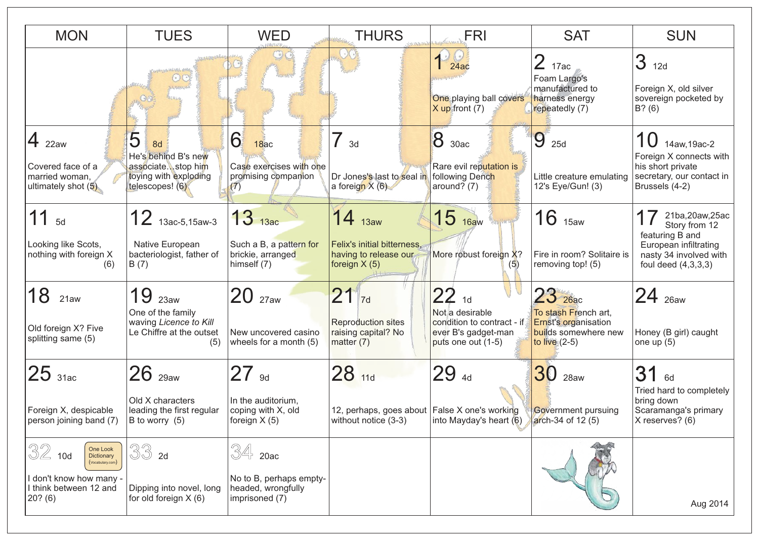| MON | TUES | WED | THURS | FRI | SAT | SUN |
|---|---|---|---|---|---|---|
| | | | | 1 24ac One playing ball covers X up front (7) | 2 17ac Foam Largo's manufactured to harness energy repeatedly (7) | 3 12d Foreign X, old silver sovereign pocketed by B? (6) |
| 4 22aw Covered face of a married woman, ultimately shot (5) | 5 8d He's behind B's new associate...stop him toying with exploding telescopes! (6) | 6 18ac Case exercises with one promising companion (7) | 7 3d Dr Jones's last to seal in a foreign X (6) | 8 30ac Rare evil reputation is following Dench around? (7) | 9 25d Little creature emulating 12's Eye/Gun! (3) | 10 14aw,19ac-2 Foreign X connects with his short private secretary, our contact in Brussels (4-2) |
| 11 5d Looking like Scots, nothing with foreign X (6) | 12 13ac-5,15aw-3 Native European bacteriologist, father of B (7) | 13 13ac Such a B, a pattern for brickie, arranged himself (7) | 14 13aw Felix's initial bitterness, having to release our foreign X (5) | 15 16aw More robust foreign X? (5) | 16 15aw Fire in room? Solitaire is removing top! (5) | 17 21ba,20aw,25ac Story from 12 featuring B and European infiltrating nasty 34 involved with foul deed (4,3,3,3) |
| 18 21aw Old foreign X? Five splitting same (5) | 19 23aw One of the family waving *Licence to Kill* Le Chiffre at the outset (5) | 20 27aw New uncovered casino wheels for a month (5) | 21 7d Reproduction sites raising capital? No matter (7) | 22 1d Not a desirable condition to contract - if ever B's gadget-man puts one out (1-5) | 23 26ac To stash French art, Ernst's organisation builds somewhere new to live (2-5) | 24 26aw Honey (B girl) caught one up (5) |
| 25 31ac Foreign X, despicable person joining band (7) | 26 29aw Old X characters leading the first regular B to worry (5) | 27 9d In the auditorium, coping with X, old foreign X (5) | 28 11d 12, perhaps, goes about without notice (3-3) | 29 4d False X one's working into Mayday's heart (6) | 30 28aw Government pursuing arch-34 of 12 (5) | 31 6d Tried hard to completely bring down Scaramanga's primary X reserves? (6) |
| 32 10d (One Look Dictionary (Vocabulary.com)) I don't know how many - I think between 12 and 20? (6) | 33 2d Dipping into novel, long for old foreign X (6) | 34 20ac No to B, perhaps empty-headed, wrongfully imprisoned (7) | | | | Aug 2014 |